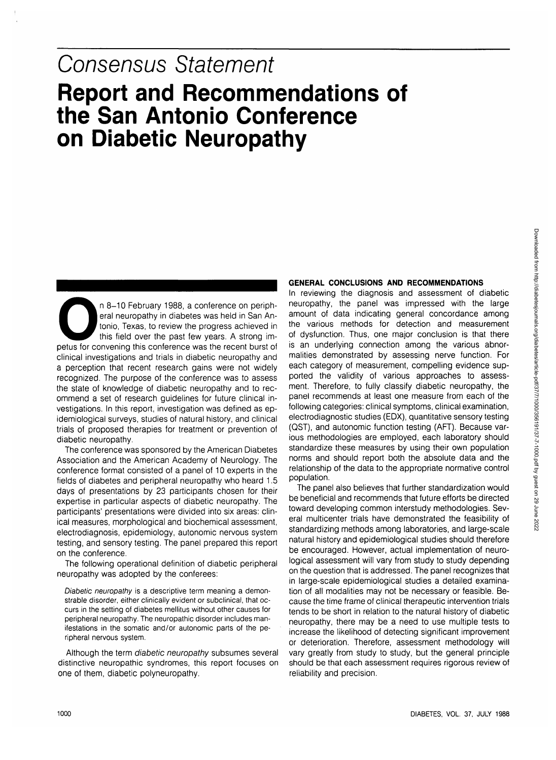# Consensus Statement

# Report and Recommendations of the San Antonio Conference on Diabetic Neuropathy

On 8–10 February 1988, a conference on peripheral neuropathy in diabetes was held in San Antonio, Texas, to review the progress achieved in this field over the past few years. A strong impetus for convening this conference was the recent burst of clinical investigations and trials in diabetic neuropathy and a perception that recent research gains were not widely recognized. The purpose of the conference was to assess the state of knowledge of diabetic neuropathy and to recommend a set of research guidelines for future clinical investigations. In this report, investigation was defined as epidemiological surveys, studies of natural history, and clinical trials of proposed therapies for treatment or prevention of diabetic neuropathy.

The conference was sponsored by the American Diabetes Association and the American Academy of Neurology. The conference format consisted of a panel of 10 experts in the fields of diabetes and peripheral neuropathy who heard 1.5 days of presentations by 23 participants chosen for their expertise in particular aspects of diabetic neuropathy. The participants' presentations were divided into six areas: clinical measures, morphological and biochemical assessment, electrodiagnosis, epidemiology, autonomic nervous system testing, and sensory testing. The panel prepared this report on the conference.

The following operational definition of diabetic peripheral neuropathy was adopted by the conferees:

> *Diabetic neuropathy* is a descriptive term meaning a demonstrable disorder, either clinically evident or subclinical, that occurs in the setting of diabetes mellitus without other causes for peripheral neuropathy. The neuropathic disorder includes manifestations in the somatic and/or autonomic parts of the peripheral nervous system.

Although the term *diabetic neuropathy* subsumes several distinctive neuropathic syndromes, this report focuses on one of them, diabetic polyneuropathy.

## GENERAL CONCLUSIONS AND RECOMMENDATIONS

In reviewing the diagnosis and assessment of diabetic neuropathy, the panel was impressed with the large amount of data indicating general concordance among the various methods for detection and measurement of dysfunction. Thus, one major conclusion is that there is an underlying connection among the various abnormalities demonstrated by assessing nerve function. For each category of measurement, compelling evidence supported the validity of various approaches to assessment. Therefore, to fully classify diabetic neuropathy, the panel recommends at least one measure from each of the following categories: clinical symptoms, clinical examination, electrodiagnostic studies (EDX), quantitative sensory testing (QST), and autonomic function testing (AFT). Because various methodologies are employed, each laboratory should standardize these measures by using their own population norms and should report both the absolute data and the relationship of the data to the appropriate normative control population.

The panel also believes that further standardization would be beneficial and recommends that future efforts be directed toward developing common interstudy methodologies. Several multicenter trials have demonstrated the feasibility of standardizing methods among laboratories, and large-scale natural history and epidemiological studies should therefore be encouraged. However, actual implementation of neurological assessment will vary from study to study depending on the question that is addressed. The panel recognizes that in large-scale epidemiological studies a detailed examination of all modalities may not be necessary or feasible. Because the time frame of clinical therapeutic intervention trials tends to be short in relation to the natural history of diabetic neuropathy, there may be a need to use multiple tests to increase the likelihood of detecting significant improvement or deterioration. Therefore, assessment methodology will vary greatly from study to study, but the general principle should be that each assessment requires rigorous review of reliability and precision.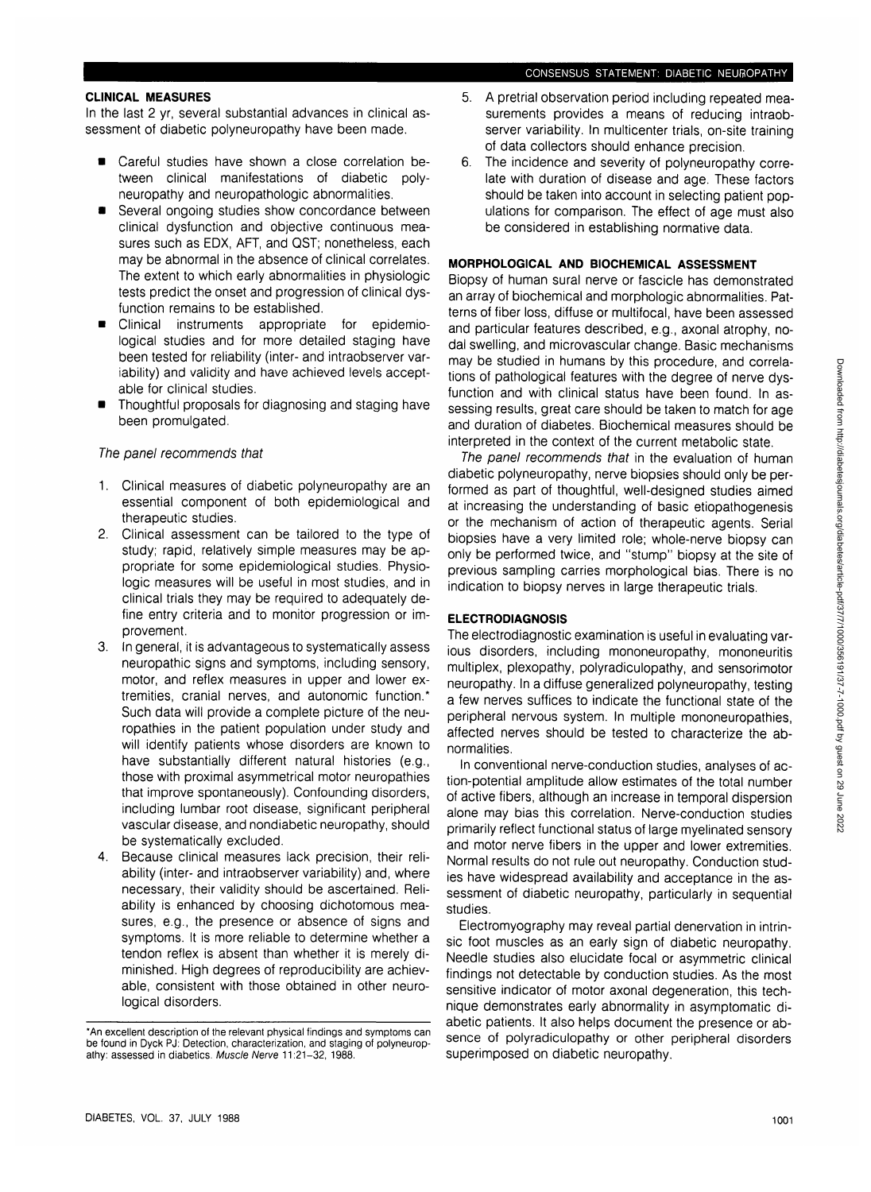## CLINICAL MEASURES

In the last 2 yr, several substantial advances in clinical assessment of diabetic polyneuropathy have been made.

- Careful studies have shown a close correlation between clinical manifestations of diabetic polyneuropathy and neuropathologic abnormalities.
- Several ongoing studies show concordance between clinical dysfunction and objective continuous measures such as EDX, AFT, and QST; nonetheless, each may be abnormal in the absence of clinical correlates. The extent to which early abnormalities in physiologic tests predict the onset and progression of clinical dysfunction remains to be established.
- Clinical instruments appropriate for epidemiological studies and for more detailed staging have been tested for reliability (inter- and intraobserver variability) and validity and have achieved levels acceptable for clinical studies.
- Thoughtful proposals for diagnosing and staging have been promulgated.

*The panel recommends that*

1. Clinical measures of diabetic polyneuropathy are an essential component of both epidemiological and therapeutic studies.
2. Clinical assessment can be tailored to the type of study; rapid, relatively simple measures may be appropriate for some epidemiological studies. Physiologic measures will be useful in most studies, and in clinical trials they may be required to adequately define entry criteria and to monitor progression or improvement.
3. In general, it is advantageous to systematically assess neuropathic signs and symptoms, including sensory, motor, and reflex measures in upper and lower extremities, cranial nerves, and autonomic function.* Such data will provide a complete picture of the neuropathies in the patient population under study and will identify patients whose disorders are known to have substantially different natural histories (e.g., those with proximal asymmetrical motor neuropathies that improve spontaneously). Confounding disorders, including lumbar root disease, significant peripheral vascular disease, and nondiabetic neuropathy, should be systematically excluded.
4. Because clinical measures lack precision, their reliability (inter- and intraobserver variability) and, where necessary, their validity should be ascertained. Reliability is enhanced by choosing dichotomous measures, e.g., the presence or absence of signs and symptoms. It is more reliable to determine whether a tendon reflex is absent than whether it is merely diminished. High degrees of reproducibility are achievable, consistent with those obtained in other neurological disorders.
5. A pretrial observation period including repeated measurements provides a means of reducing intraobserver variability. In multicenter trials, on-site training of data collectors should enhance precision.
6. The incidence and severity of polyneuropathy correlate with duration of disease and age. These factors should be taken into account in selecting patient populations for comparison. The effect of age must also be considered in establishing normative data.

*An excellent description of the relevant physical findings and symptoms can be found in Dyck PJ: Detection, characterization, and staging of polyneuropathy: assessed in diabetics. *Muscle Nerve* 11:21–32, 1988.

## MORPHOLOGICAL AND BIOCHEMICAL ASSESSMENT

Biopsy of human sural nerve or fascicle has demonstrated an array of biochemical and morphologic abnormalities. Patterns of fiber loss, diffuse or multifocal, have been assessed and particular features described, e.g., axonal atrophy, nodal swelling, and microvascular change. Basic mechanisms may be studied in humans by this procedure, and correlations of pathological features with the degree of nerve dysfunction and with clinical status have been found. In assessing results, great care should be taken to match for age and duration of diabetes. Biochemical measures should be interpreted in the context of the current metabolic state.

*The panel recommends that* in the evaluation of human diabetic polyneuropathy, nerve biopsies should only be performed as part of thoughtful, well-designed studies aimed at increasing the understanding of basic etiopathogenesis or the mechanism of action of therapeutic agents. Serial biopsies have a very limited role; whole-nerve biopsy can only be performed twice, and "stump" biopsy at the site of previous sampling carries morphological bias. There is no indication to biopsy nerves in large therapeutic trials.

## ELECTRODIAGNOSIS

The electrodiagnostic examination is useful in evaluating various disorders, including mononeuropathy, mononeuritis multiplex, plexopathy, polyradiculopathy, and sensorimotor neuropathy. In a diffuse generalized polyneuropathy, testing a few nerves suffices to indicate the functional state of the peripheral nervous system. In multiple mononeuropathies, affected nerves should be tested to characterize the abnormalities.

In conventional nerve-conduction studies, analyses of action-potential amplitude allow estimates of the total number of active fibers, although an increase in temporal dispersion alone may bias this correlation. Nerve-conduction studies primarily reflect functional status of large myelinated sensory and motor nerve fibers in the upper and lower extremities. Normal results do not rule out neuropathy. Conduction studies have widespread availability and acceptance in the assessment of diabetic neuropathy, particularly in sequential studies.

Electromyography may reveal partial denervation in intrinsic foot muscles as an early sign of diabetic neuropathy. Needle studies also elucidate focal or asymmetric clinical findings not detectable by conduction studies. As the most sensitive indicator of motor axonal degeneration, this technique demonstrates early abnormality in asymptomatic diabetic patients. It also helps document the presence or absence of polyradiculopathy or other peripheral disorders superimposed on diabetic neuropathy.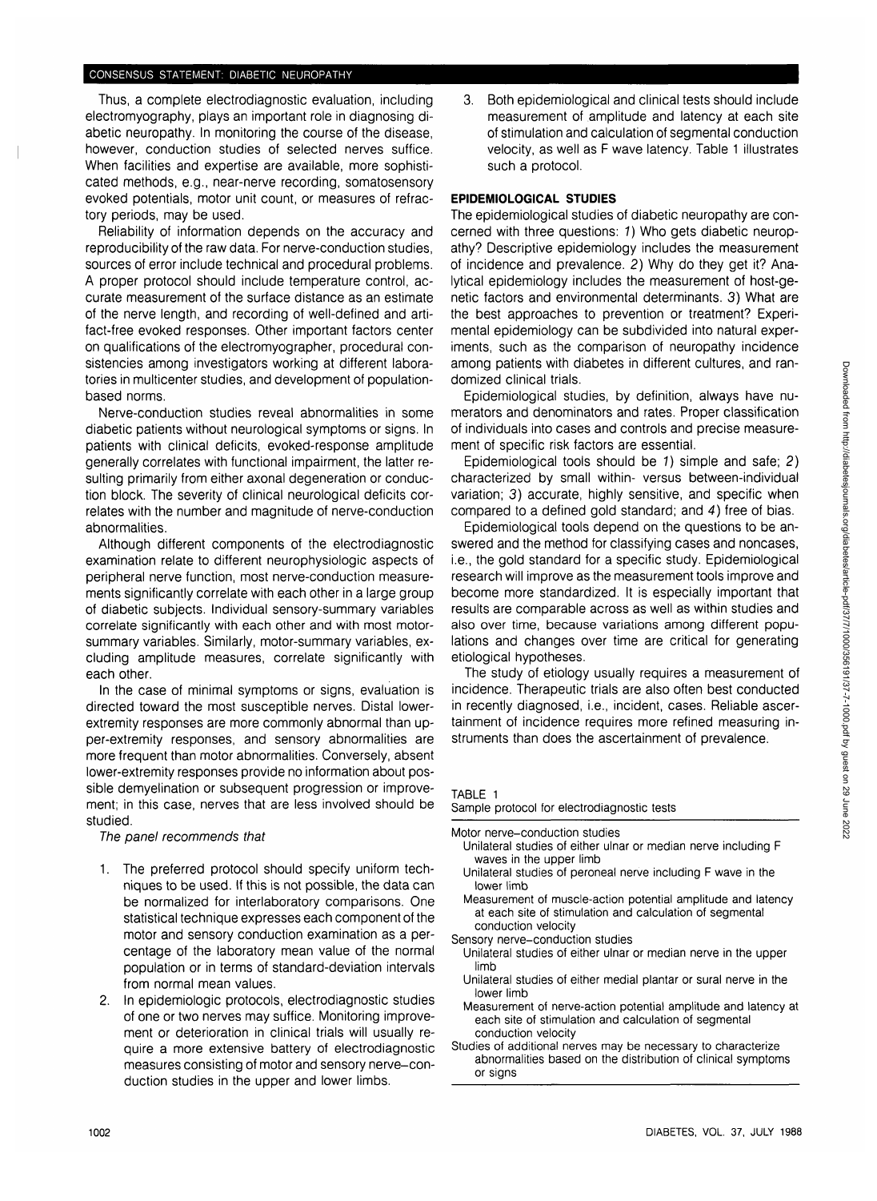Thus, a complete electrodiagnostic evaluation, including electromyography, plays an important role in diagnosing diabetic neuropathy. In monitoring the course of the disease, however, conduction studies of selected nerves suffice. When facilities and expertise are available, more sophisticated methods, e.g., near-nerve recording, somatosensory evoked potentials, motor unit count, or measures of refractory periods, may be used.

Reliability of information depends on the accuracy and reproducibility of the raw data. For nerve-conduction studies, sources of error include technical and procedural problems. A proper protocol should include temperature control, accurate measurement of the surface distance as an estimate of the nerve length, and recording of well-defined and artifact-free evoked responses. Other important factors center on qualifications of the electromyographer, procedural consistencies among investigators working at different laboratories in multicenter studies, and development of population-based norms.

Nerve-conduction studies reveal abnormalities in some diabetic patients without neurological symptoms or signs. In patients with clinical deficits, evoked-response amplitude generally correlates with functional impairment, the latter resulting primarily from either axonal degeneration or conduction block. The severity of clinical neurological deficits correlates with the number and magnitude of nerve-conduction abnormalities.

Although different components of the electrodiagnostic examination relate to different neurophysiologic aspects of peripheral nerve function, most nerve-conduction measurements significantly correlate with each other in a large group of diabetic subjects. Individual sensory-summary variables correlate significantly with each other and with most motor-summary variables. Similarly, motor-summary variables, excluding amplitude measures, correlate significantly with each other.

In the case of minimal symptoms or signs, evaluation is directed toward the most susceptible nerves. Distal lower-extremity responses are more commonly abnormal than upper-extremity responses, and sensory abnormalities are more frequent than motor abnormalities. Conversely, absent lower-extremity responses provide no information about possible demyelination or subsequent progression or improvement; in this case, nerves that are less involved should be studied.

*The panel recommends that*

1. The preferred protocol should specify uniform techniques to be used. If this is not possible, the data can be normalized for interlaboratory comparisons. One statistical technique expresses each component of the motor and sensory conduction examination as a percentage of the laboratory mean value of the normal population or in terms of standard-deviation intervals from normal mean values.
2. In epidemiologic protocols, electrodiagnostic studies of one or two nerves may suffice. Monitoring improvement or deterioration in clinical trials will usually require a more extensive battery of electrodiagnostic measures consisting of motor and sensory nerve–conduction studies in the upper and lower limbs.
3. Both epidemiological and clinical tests should include measurement of amplitude and latency at each site of stimulation and calculation of segmental conduction velocity, as well as F wave latency. Table 1 illustrates such a protocol.

## EPIDEMIOLOGICAL STUDIES

The epidemiological studies of diabetic neuropathy are concerned with three questions: *1)* Who gets diabetic neuropathy? Descriptive epidemiology includes the measurement of incidence and prevalence. *2)* Why do they get it? Analytical epidemiology includes the measurement of host-genetic factors and environmental determinants. *3)* What are the best approaches to prevention or treatment? Experimental epidemiology can be subdivided into natural experiments, such as the comparison of neuropathy incidence among patients with diabetes in different cultures, and randomized clinical trials.

Epidemiological studies, by definition, always have numerators and denominators and rates. Proper classification of individuals into cases and controls and precise measurement of specific risk factors are essential.

Epidemiological tools should be *1)* simple and safe; *2)* characterized by small within- versus between-individual variation; *3)* accurate, highly sensitive, and specific when compared to a defined gold standard; and *4)* free of bias.

Epidemiological tools depend on the questions to be answered and the method for classifying cases and noncases, i.e., the gold standard for a specific study. Epidemiological research will improve as the measurement tools improve and become more standardized. It is especially important that results are comparable across as well as within studies and also over time, because variations among different populations and changes over time are critical for generating etiological hypotheses.

The study of etiology usually requires a measurement of incidence. Therapeutic trials are also often best conducted in recently diagnosed, i.e., incident, cases. Reliable ascertainment of incidence requires more refined measuring instruments than does the ascertainment of prevalence.

TABLE 1
Sample protocol for electrodiagnostic tests

Motor nerve–conduction studies
- Unilateral studies of either ulnar or median nerve including F waves in the upper limb
- Unilateral studies of peroneal nerve including F wave in the lower limb
- Measurement of muscle-action potential amplitude and latency at each site of stimulation and calculation of segmental conduction velocity

Sensory nerve–conduction studies
- Unilateral studies of either ulnar or median nerve in the upper limb
- Unilateral studies of either medial plantar or sural nerve in the lower limb
- Measurement of nerve-action potential amplitude and latency at each site of stimulation and calculation of segmental conduction velocity

Studies of additional nerves may be necessary to characterize abnormalities based on the distribution of clinical symptoms or signs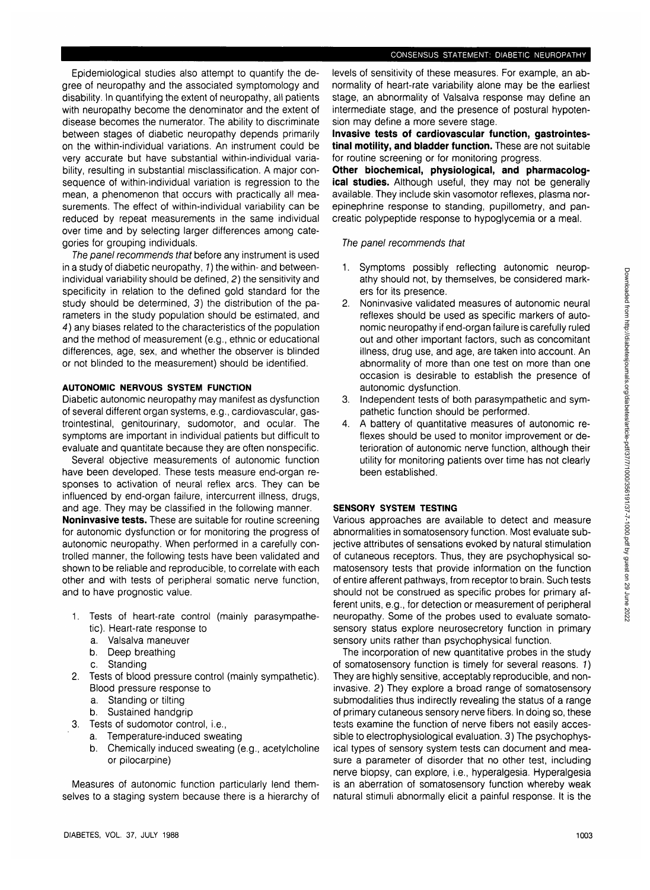Epidemiological studies also attempt to quantify the degree of neuropathy and the associated symptomology and disability. In quantifying the extent of neuropathy, all patients with neuropathy become the denominator and the extent of disease becomes the numerator. The ability to discriminate between stages of diabetic neuropathy depends primarily on the within-individual variations. An instrument could be very accurate but have substantial within-individual variability, resulting in substantial misclassification. A major consequence of within-individual variation is regression to the mean, a phenomenon that occurs with practically all measurements. The effect of within-individual variability can be reduced by repeat measurements in the same individual over time and by selecting larger differences among categories for grouping individuals.

*The panel recommends that* before any instrument is used in a study of diabetic neuropathy, *1*) the within- and between-individual variability should be defined, *2*) the sensitivity and specificity in relation to the defined gold standard for the study should be determined, *3*) the distribution of the parameters in the study population should be estimated, and *4*) any biases related to the characteristics of the population and the method of measurement (e.g., ethnic or educational differences, age, sex, and whether the observer is blinded or not blinded to the measurement) should be identified.

## AUTONOMIC NERVOUS SYSTEM FUNCTION

Diabetic autonomic neuropathy may manifest as dysfunction of several different organ systems, e.g., cardiovascular, gastrointestinal, genitourinary, sudomotor, and ocular. The symptoms are important in individual patients but difficult to evaluate and quantitate because they are often nonspecific.

Several objective measurements of autonomic function have been developed. These tests measure end-organ responses to activation of neural reflex arcs. They can be influenced by end-organ failure, intercurrent illness, drugs, and age. They may be classified in the following manner.

**Noninvasive tests.** These are suitable for routine screening for autonomic dysfunction or for monitoring the progress of autonomic neuropathy. When performed in a carefully controlled manner, the following tests have been validated and shown to be reliable and reproducible, to correlate with each other and with tests of peripheral somatic nerve function, and to have prognostic value.

1. Tests of heart-rate control (mainly parasympathetic). Heart-rate response to
   a. Valsalva maneuver
   b. Deep breathing
   c. Standing
2. Tests of blood pressure control (mainly sympathetic). Blood pressure response to
   a. Standing or tilting
   b. Sustained handgrip
3. Tests of sudomotor control, i.e.,
   a. Temperature-induced sweating
   b. Chemically induced sweating (e.g., acetylcholine or pilocarpine)

Measures of autonomic function particularly lend themselves to a staging system because there is a hierarchy of levels of sensitivity of these measures. For example, an abnormality of heart-rate variability alone may be the earliest stage, an abnormality of Valsalva response may define an intermediate stage, and the presence of postural hypotension may define a more severe stage.

**Invasive tests of cardiovascular function, gastrointestinal motility, and bladder function.** These are not suitable for routine screening or for monitoring progress.

**Other biochemical, physiological, and pharmacological studies.** Although useful, they may not be generally available. They include skin vasomotor reflexes, plasma norepinephrine response to standing, pupillometry, and pancreatic polypeptide response to hypoglycemia or a meal.

*The panel recommends that*

1. Symptoms possibly reflecting autonomic neuropathy should not, by themselves, be considered markers for its presence.
2. Noninvasive validated measures of autonomic neural reflexes should be used as specific markers of autonomic neuropathy if end-organ failure is carefully ruled out and other important factors, such as concomitant illness, drug use, and age, are taken into account. An abnormality of more than one test on more than one occasion is desirable to establish the presence of autonomic dysfunction.
3. Independent tests of both parasympathetic and sympathetic function should be performed.
4. A battery of quantitative measures of autonomic reflexes should be used to monitor improvement or deterioration of autonomic nerve function, although their utility for monitoring patients over time has not clearly been established.

## SENSORY SYSTEM TESTING

Various approaches are available to detect and measure abnormalities in somatosensory function. Most evaluate subjective attributes of sensations evoked by natural stimulation of cutaneous receptors. Thus, they are psychophysical somatosensory tests that provide information on the function of entire afferent pathways, from receptor to brain. Such tests should not be construed as specific probes for primary afferent units, e.g., for detection or measurement of peripheral neuropathy. Some of the probes used to evaluate somatosensory status explore neurosecretory function in primary sensory units rather than psychophysical function.

The incorporation of new quantitative probes in the study of somatosensory function is timely for several reasons. *1*) They are highly sensitive, acceptably reproducible, and noninvasive. *2*) They explore a broad range of somatosensory submodalities thus indirectly revealing the status of a range of primary cutaneous sensory nerve fibers. In doing so, these tests examine the function of nerve fibers not easily accessible to electrophysiological evaluation. *3*) The psychophysical types of sensory system tests can document and measure a parameter of disorder that no other test, including nerve biopsy, can explore, i.e., hyperalgesia. Hyperalgesia is an aberration of somatosensory function whereby weak natural stimuli abnormally elicit a painful response. It is the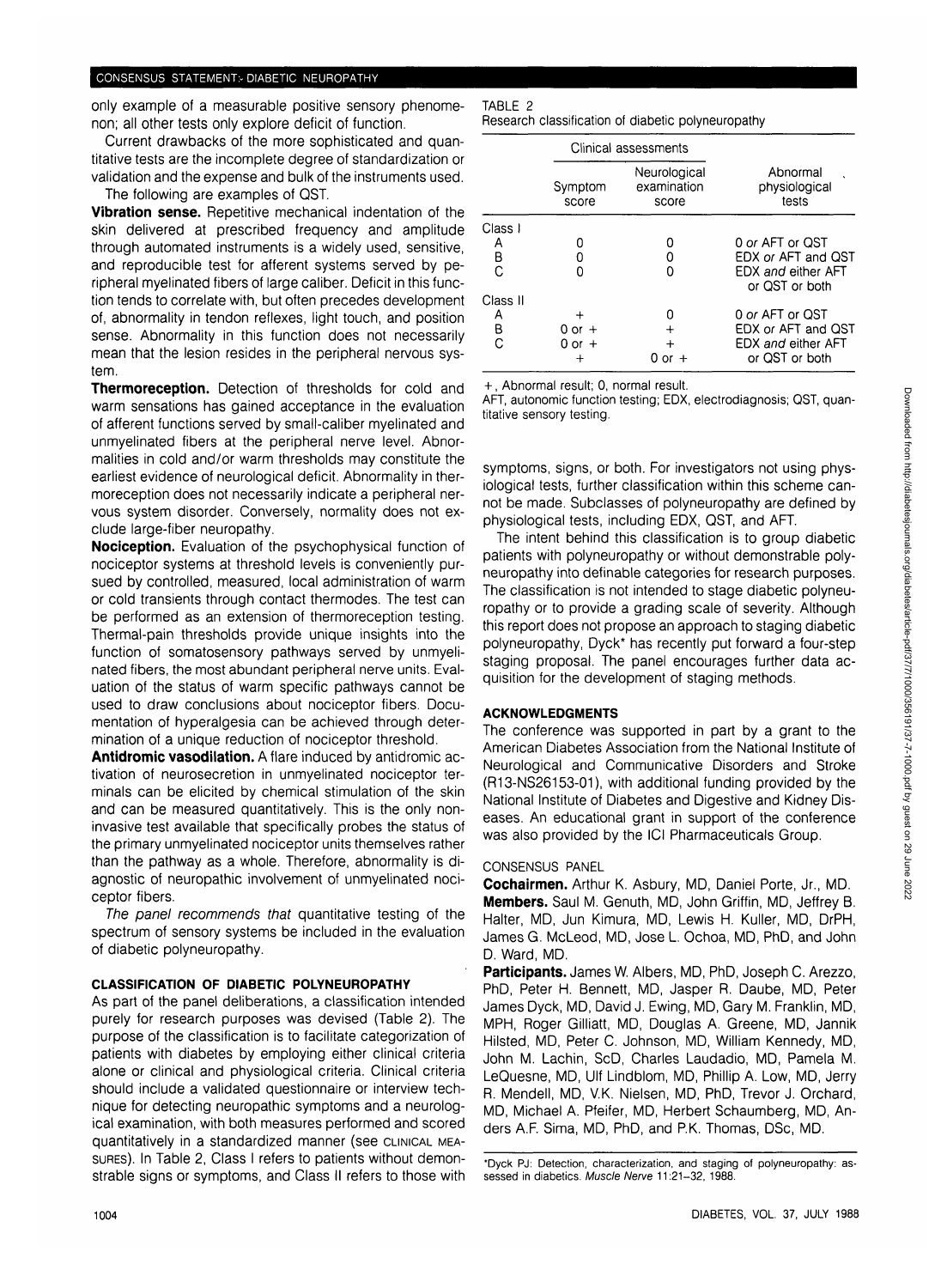only example of a measurable positive sensory phenomenon; all other tests only explore deficit of function.

Current drawbacks of the more sophisticated and quantitative tests are the incomplete degree of standardization or validation and the expense and bulk of the instruments used.

The following are examples of QST.

**Vibration sense.** Repetitive mechanical indentation of the skin delivered at prescribed frequency and amplitude through automated instruments is a widely used, sensitive, and reproducible test for afferent systems served by peripheral myelinated fibers of large caliber. Deficit in this function tends to correlate with, but often precedes development of, abnormality in tendon reflexes, light touch, and position sense. Abnormality in this function does not necessarily mean that the lesion resides in the peripheral nervous system.

**Thermoreception.** Detection of thresholds for cold and warm sensations has gained acceptance in the evaluation of afferent functions served by small-caliber myelinated and unmyelinated fibers at the peripheral nerve level. Abnormalities in cold and/or warm thresholds may constitute the earliest evidence of neurological deficit. Abnormality in thermoreception does not necessarily indicate a peripheral nervous system disorder. Conversely, normality does not exclude large-fiber neuropathy.

**Nociception.** Evaluation of the psychophysical function of nociceptor systems at threshold levels is conveniently pursued by controlled, measured, local administration of warm or cold transients through contact thermodes. The test can be performed as an extension of thermoreception testing. Thermal-pain thresholds provide unique insights into the function of somatosensory pathways served by unmyelinated fibers, the most abundant peripheral nerve units. Evaluation of the status of warm specific pathways cannot be used to draw conclusions about nociceptor fibers. Documentation of hyperalgesia can be achieved through determination of a unique reduction of nociceptor threshold.

**Antidromic vasodilation.** A flare induced by antidromic activation of neurosecretion in unmyelinated nociceptor terminals can be elicited by chemical stimulation of the skin and can be measured quantitatively. This is the only noninvasive test available that specifically probes the status of the primary unmyelinated nociceptor units themselves rather than the pathway as a whole. Therefore, abnormality is diagnostic of neuropathic involvement of unmyelinated nociceptor fibers.

*The panel recommends that* quantitative testing of the spectrum of sensory systems be included in the evaluation of diabetic polyneuropathy.

## CLASSIFICATION OF DIABETIC POLYNEUROPATHY

As part of the panel deliberations, a classification intended purely for research purposes was devised (Table 2). The purpose of the classification is to facilitate categorization of patients with diabetes by employing either clinical criteria alone or clinical and physiological criteria. Clinical criteria should include a validated questionnaire or interview technique for detecting neuropathic symptoms and a neurological examination, with both measures performed and scored quantitatively in a standardized manner (see CLINICAL MEASURES). In Table 2, Class I refers to patients without demonstrable signs or symptoms, and Class II refers to those with symptoms, signs, or both. For investigators not using physiological tests, further classification within this scheme cannot be made. Subclasses of polyneuropathy are defined by physiological tests, including EDX, QST, and AFT.

The intent behind this classification is to group diabetic patients with polyneuropathy or without demonstrable polyneuropathy into definable categories for research purposes. The classification is not intended to stage diabetic polyneuropathy or to provide a grading scale of severity. Although this report does not propose an approach to staging diabetic polyneuropathy, Dyck* has recently put forward a four-step staging proposal. The panel encourages further data acquisition for the development of staging methods.

TABLE 2
Research classification of diabetic polyneuropathy

| | Clinical assessments | | |
|---|---|---|---|
| | Symptom score | Neurological examination score | Abnormal physiological tests |
| Class I | | | |
| A | 0 | 0 | 0 *or* AFT or QST |
| B | 0 | 0 | EDX *or* AFT and QST |
| C | 0 | 0 | EDX *and* either AFT or QST or both |
| Class II | | | |
| A | + | 0 | 0 *or* AFT or QST |
| B | 0 or + | + | EDX or AFT and QST |
| C | 0 or + | + | EDX *and* either AFT or QST or both |
| | + | 0 or + | |

+, Abnormal result; 0, normal result.
AFT, autonomic function testing; EDX, electrodiagnosis; QST, quantitative sensory testing.

## ACKNOWLEDGMENTS

The conference was supported in part by a grant to the American Diabetes Association from the National Institute of Neurological and Communicative Disorders and Stroke (R13-NS26153-01), with additional funding provided by the National Institute of Diabetes and Digestive and Kidney Diseases. An educational grant in support of the conference was also provided by the ICI Pharmaceuticals Group.

## CONSENSUS PANEL

**Cochairmen.** Arthur K. Asbury, MD, Daniel Porte, Jr., MD.

**Members.** Saul M. Genuth, MD, John Griffin, MD, Jeffrey B. Halter, MD, Jun Kimura, MD, Lewis H. Kuller, MD, DrPH, James G. McLeod, MD, Jose L. Ochoa, MD, PhD, and John D. Ward, MD.

**Participants.** James W. Albers, MD, PhD, Joseph C. Arezzo, PhD, Peter H. Bennett, MD, Jasper R. Daube, MD, Peter James Dyck, MD, David J. Ewing, MD, Gary M. Franklin, MD, MPH, Roger Gilliatt, MD, Douglas A. Greene, MD, Jannik Hilsted, MD, Peter C. Johnson, MD, William Kennedy, MD, John M. Lachin, ScD, Charles Laudadio, MD, Pamela M. LeQuesne, MD, Ulf Lindblom, MD, Phillip A. Low, MD, Jerry R. Mendell, MD, V.K. Nielsen, MD, PhD, Trevor J. Orchard, MD, Michael A. Pfeifer, MD, Herbert Schaumberg, MD, Anders A.F. Sima, MD, PhD, and P.K. Thomas, DSc, MD.

*Dyck PJ: Detection, characterization, and staging of polyneuropathy: assessed in diabetics. *Muscle Nerve* 11:21–32, 1988.